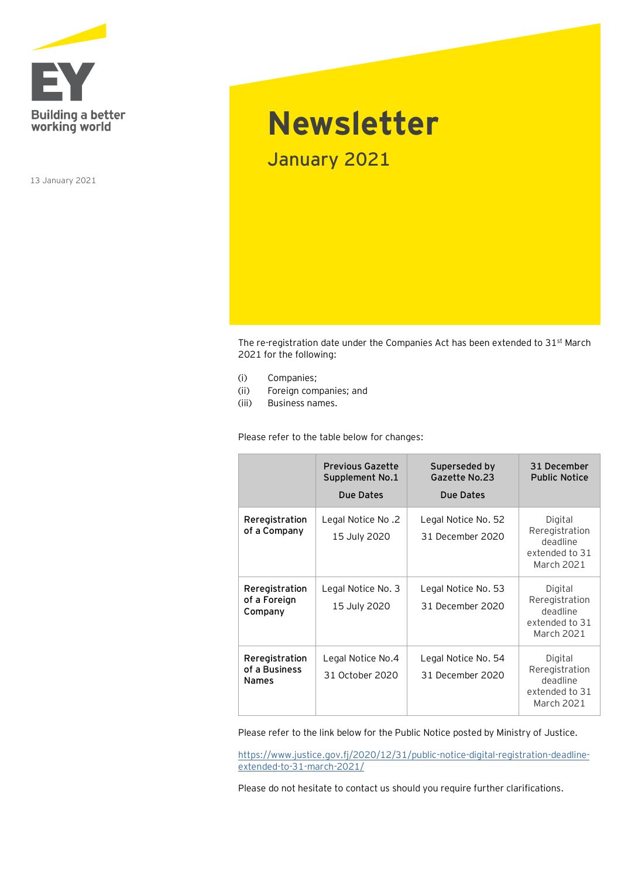Building a better working world

13 January 2021

# Newsletter

## January 2021

The re-registration date under the Companies Act has been extended to 31st March 2021 for the following:

(i) Companies;
(ii) Foreign companies; and
(iii) Business names.

Please refer to the table below for changes:

| | Previous Gazette Supplement No.1 Due Dates | Superseded by Gazette No.23 Due Dates | 31 December Public Notice |
|---|---|---|---|
| **Reregistration of a Company** | Legal Notice No .2 15 July 2020 | Legal Notice No. 52 31 December 2020 | Digital Reregistration deadline extended to 31 March 2021 |
| **Reregistration of a Foreign Company** | Legal Notice No. 3 15 July 2020 | Legal Notice No. 53 31 December 2020 | Digital Reregistration deadline extended to 31 March 2021 |
| **Reregistration of a Business Names** | Legal Notice No.4 31 October 2020 | Legal Notice No. 54 31 December 2020 | Digital Reregistration deadline extended to 31 March 2021 |

Please refer to the link below for the Public Notice posted by Ministry of Justice.

https://www.justice.gov.fj/2020/12/31/public-notice-digital-registration-deadline-extended-to-31-march-2021/

Please do not hesitate to contact us should you require further clarifications.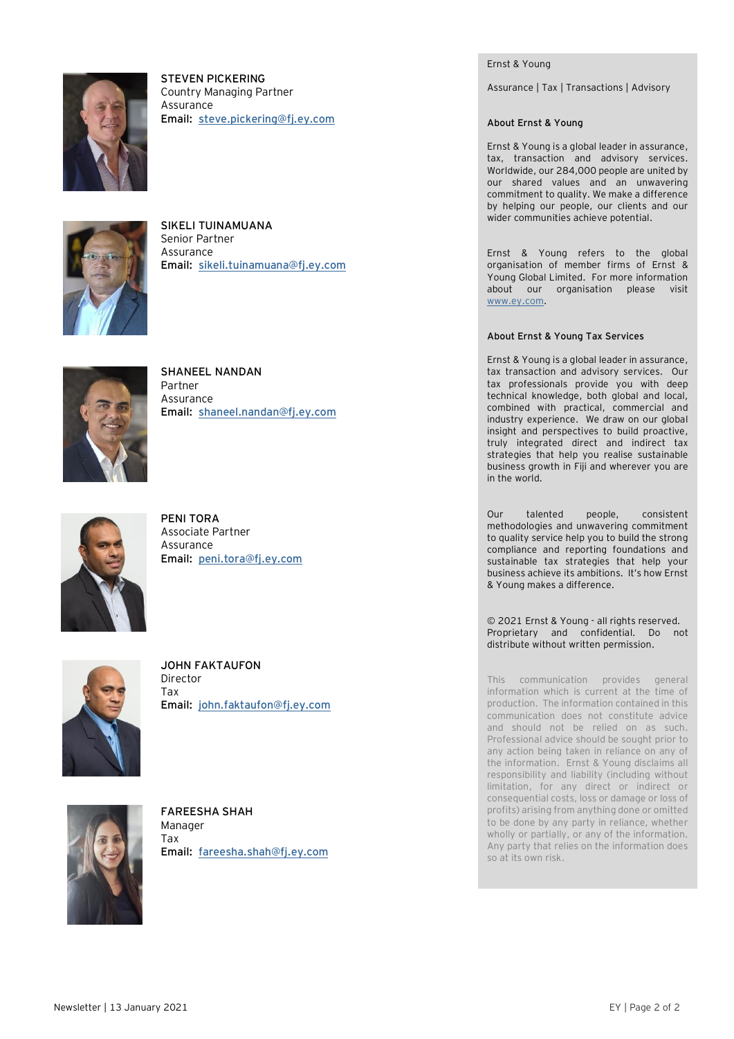**STEVEN PICKERING**
Country Managing Partner
Assurance
**Email:** steve.pickering@fj.ey.com

**SIKELI TUINAMUANA**
Senior Partner
Assurance
**Email:** sikeli.tuinamuana@fj.ey.com

**SHANEEL NANDAN**
Partner
Assurance
**Email:** shaneel.nandan@fj.ey.com

**PENI TORA**
Associate Partner
Assurance
**Email:** peni.tora@fj.ey.com

**JOHN FAKTAUFON**
Director
Tax
**Email:** john.faktaufon@fj.ey.com

**FAREESHA SHAH**
Manager
Tax
**Email:** fareesha.shah@fj.ey.com

Ernst & Young

Assurance | Tax | Transactions | Advisory

### About Ernst & Young

Ernst & Young is a global leader in assurance, tax, transaction and advisory services. Worldwide, our 284,000 people are united by our shared values and an unwavering commitment to quality. We make a difference by helping our people, our clients and our wider communities achieve potential.

Ernst & Young refers to the global organisation of member firms of Ernst & Young Global Limited. For more information about our organisation please visit www.ey.com.

### About Ernst & Young Tax Services

Ernst & Young is a global leader in assurance, tax transaction and advisory services. Our tax professionals provide you with deep technical knowledge, both global and local, combined with practical, commercial and industry experience. We draw on our global insight and perspectives to build proactive, truly integrated direct and indirect tax strategies that help you realise sustainable business growth in Fiji and wherever you are in the world.

Our talented people, consistent methodologies and unwavering commitment to quality service help you to build the strong compliance and reporting foundations and sustainable tax strategies that help your business achieve its ambitions. It's how Ernst & Young makes a difference.

© 2021 Ernst & Young - all rights reserved. Proprietary and confidential. Do not distribute without written permission.

This communication provides general information which is current at the time of production. The information contained in this communication does not constitute advice and should not be relied on as such. Professional advice should be sought prior to any action being taken in reliance on any of the information. Ernst & Young disclaims all responsibility and liability (including without limitation, for any direct or indirect or consequential costs, loss or damage or loss of profits) arising from anything done or omitted to be done by any party in reliance, whether wholly or partially, or any of the information. Any party that relies on the information does so at its own risk.